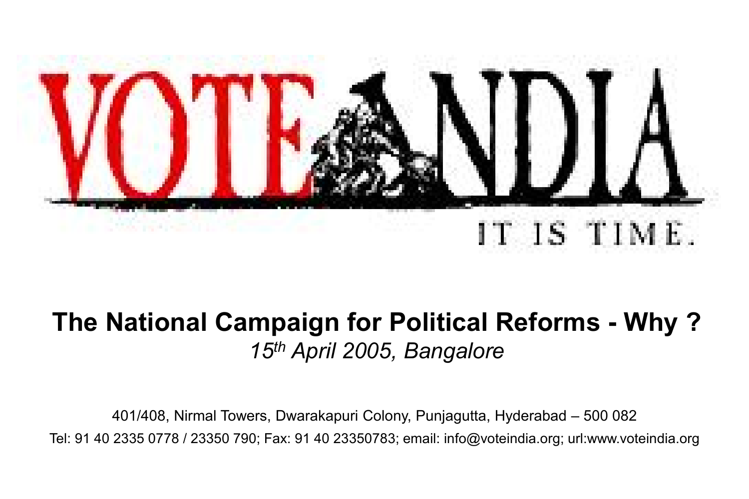VOTE INDIA

IT IS TIME.

# The National Campaign for Political Reforms - Why ?

*15th April 2005, Bangalore*

401/408, Nirmal Towers, Dwarakapuri Colony, Punjagutta, Hyderabad – 500 082

Tel: 91 40 2335 0778 / 23350 790; Fax: 91 40 23350783; email: info@voteindia.org; url:www.voteindia.org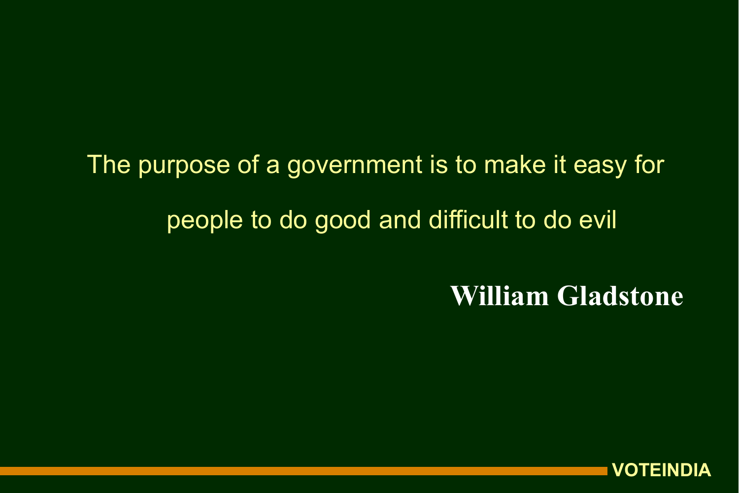The purpose of a government is to make it easy for people to do good and difficult to do evil

**William Gladstone**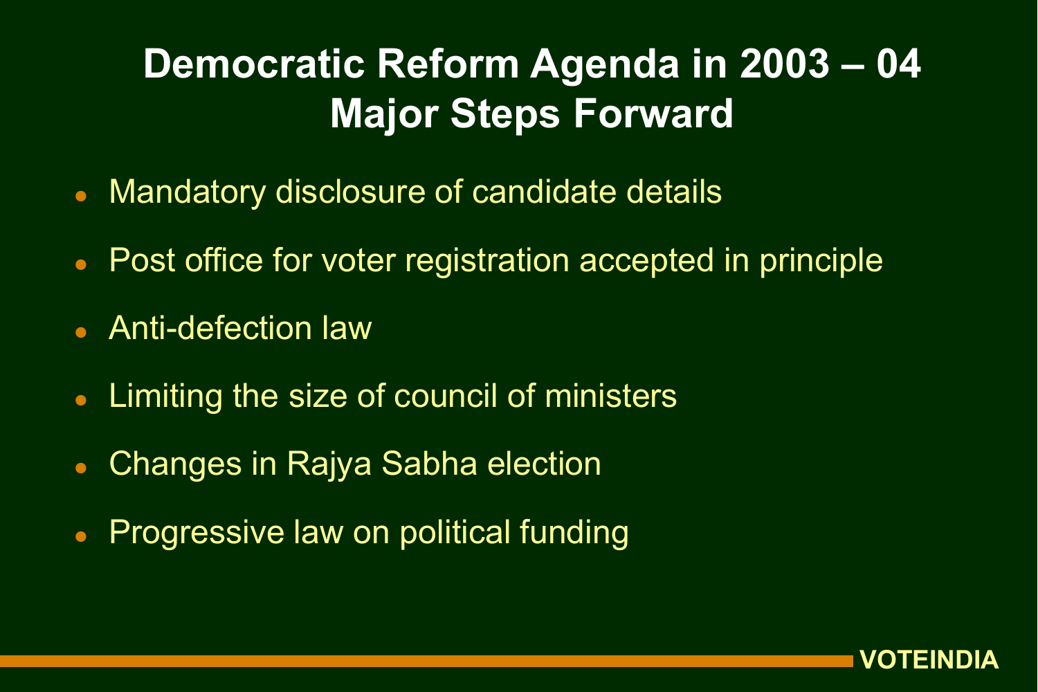# Democratic Reform Agenda in 2003 – 04
# Major Steps Forward

- Mandatory disclosure of candidate details
- Post office for voter registration accepted in principle
- Anti-defection law
- Limiting the size of council of ministers
- Changes in Rajya Sabha election
- Progressive law on political funding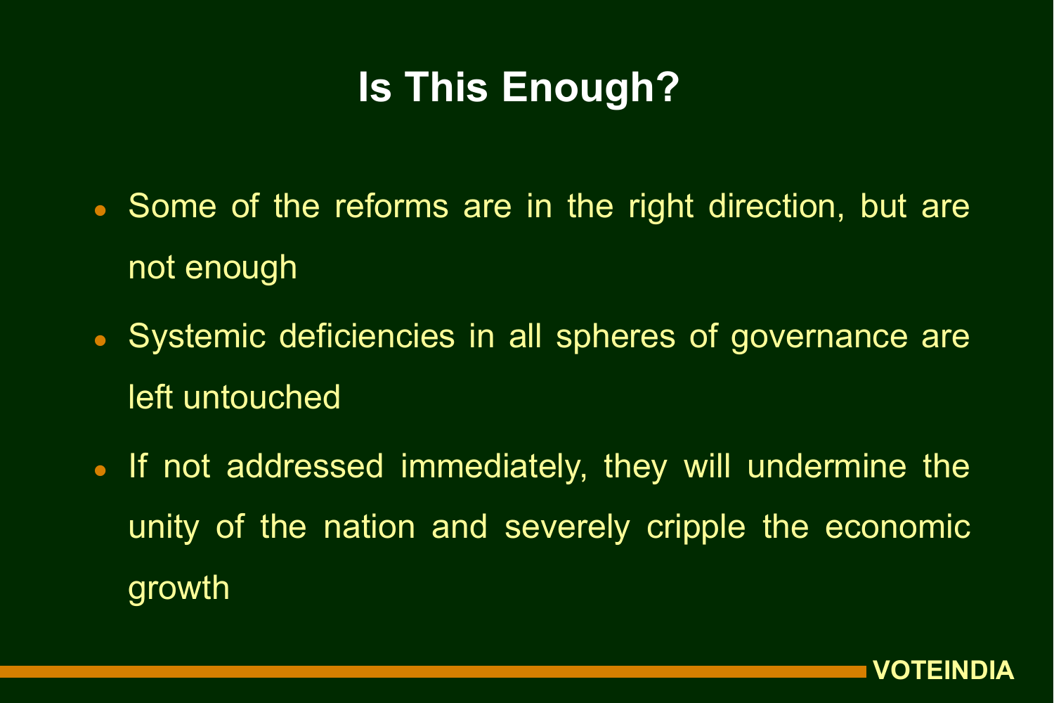# Is This Enough?

- Some of the reforms are in the right direction, but are not enough
- Systemic deficiencies in all spheres of governance are left untouched
- If not addressed immediately, they will undermine the unity of the nation and severely cripple the economic growth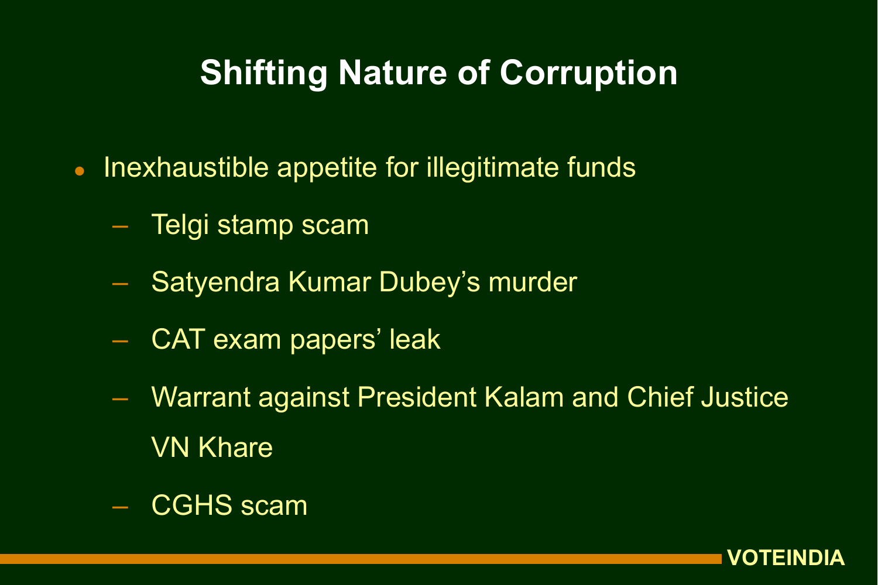# Shifting Nature of Corruption

- Inexhaustible appetite for illegitimate funds
  - Telgi stamp scam
  - Satyendra Kumar Dubey's murder
  - CAT exam papers' leak
  - Warrant against President Kalam and Chief Justice VN Khare
  - CGHS scam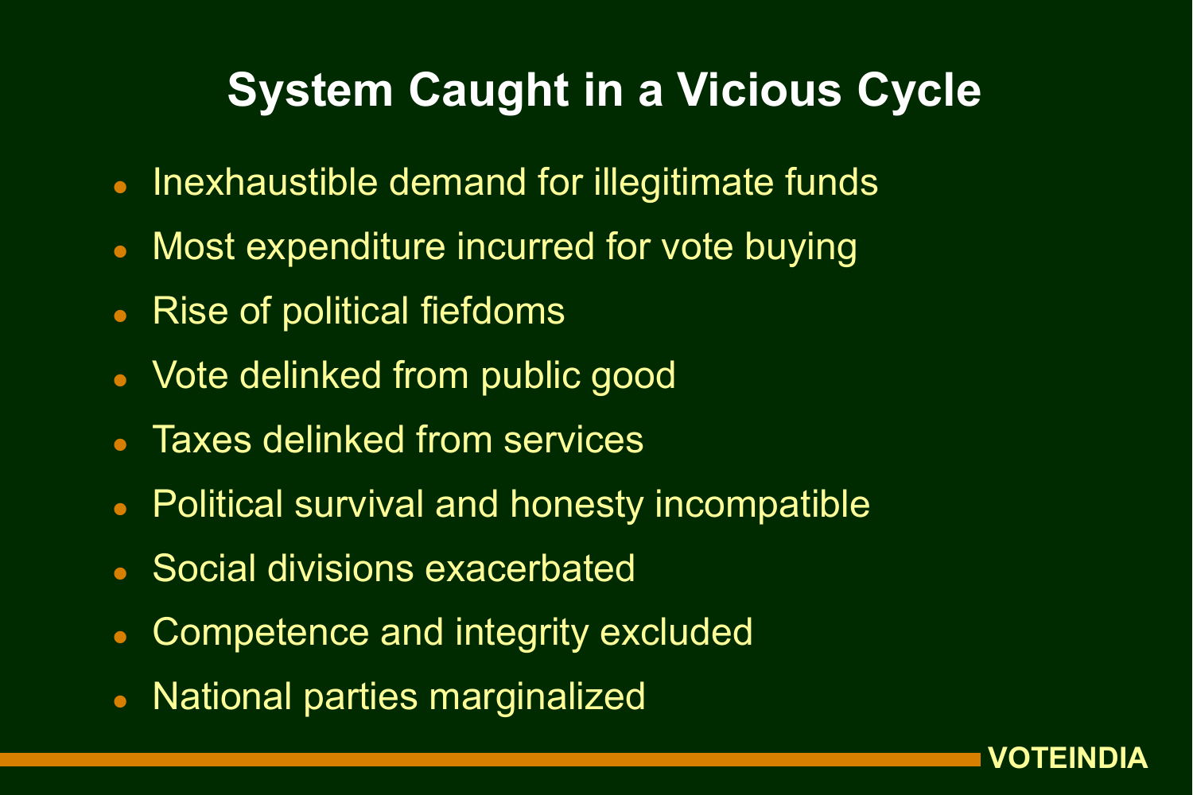# System Caught in a Vicious Cycle

- Inexhaustible demand for illegitimate funds
- Most expenditure incurred for vote buying
- Rise of political fiefdoms
- Vote delinked from public good
- Taxes delinked from services
- Political survival and honesty incompatible
- Social divisions exacerbated
- Competence and integrity excluded
- National parties marginalized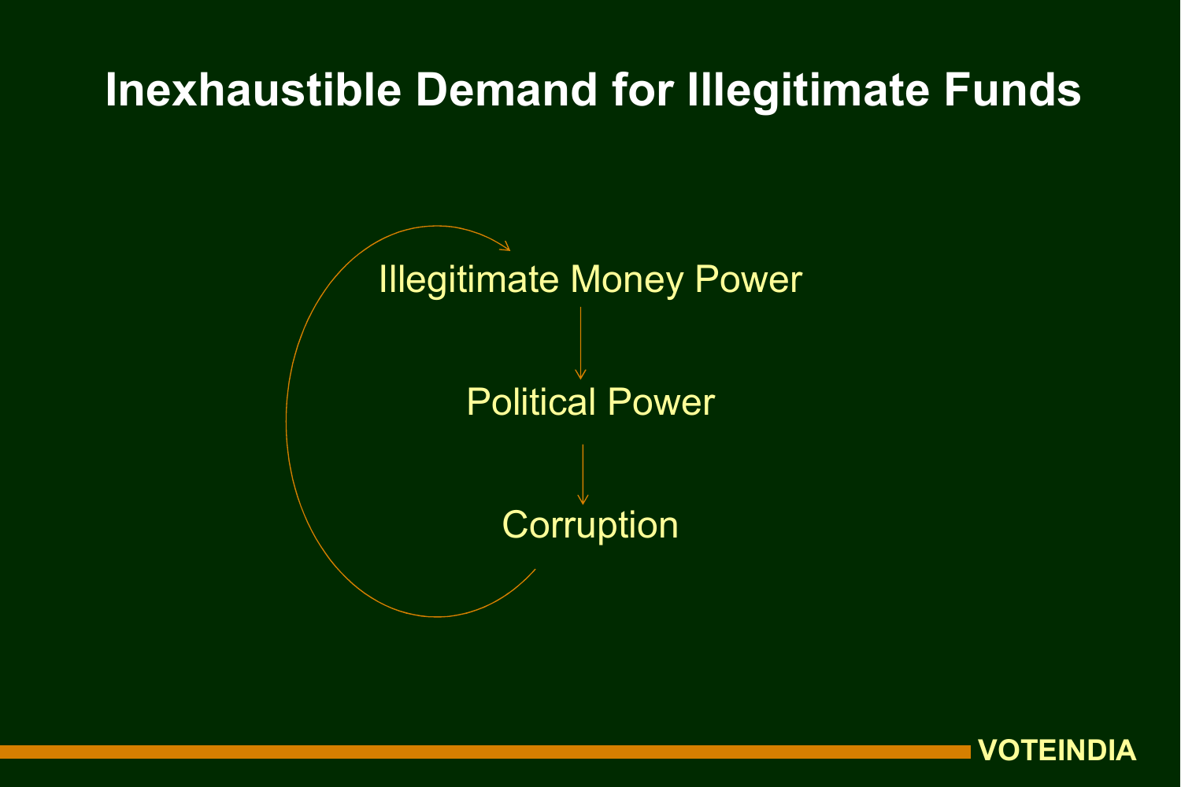# Inexhaustible Demand for Illegitimate Funds

Illegitimate Money Power

↓

Political Power

↓

Corruption

(Corruption leads back to Illegitimate Money Power)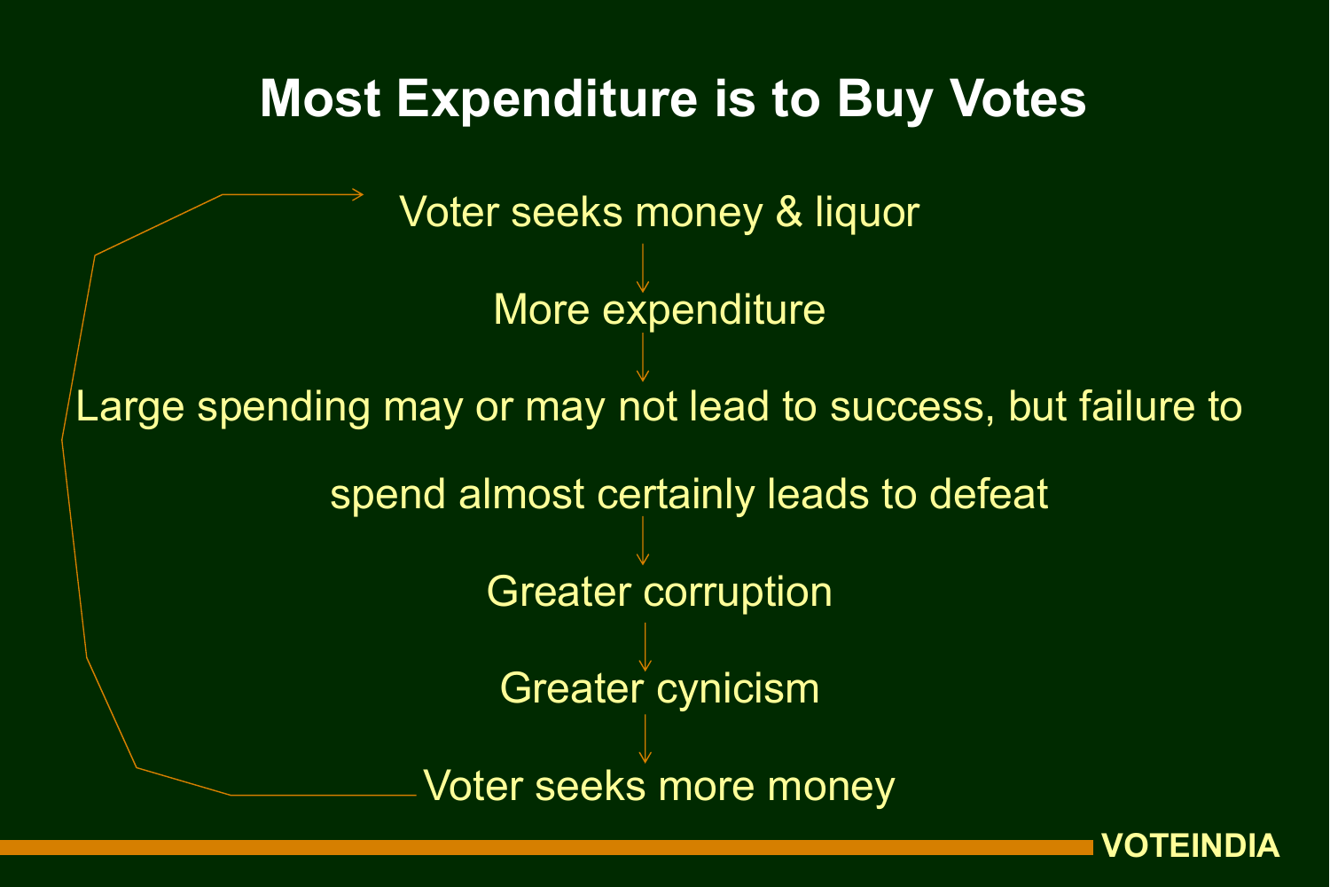# Most Expenditure is to Buy Votes

Voter seeks money & liquor

↓

More expenditure

↓

Large spending may or may not lead to success, but failure to spend almost certainly leads to defeat

↓

Greater corruption

↓

Greater cynicism

↓

Voter seeks more money

(↺ cycle returns to: Voter seeks money & liquor)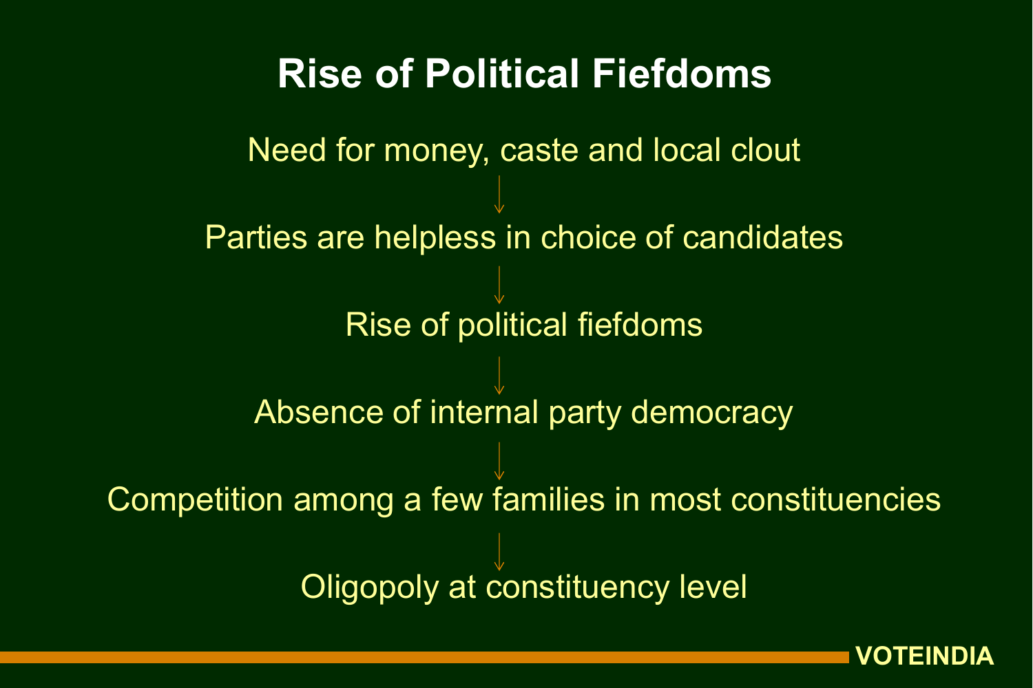# Rise of Political Fiefdoms

Need for money, caste and local clout

↓

Parties are helpless in choice of candidates

↓

Rise of political fiefdoms

↓

Absence of internal party democracy

↓

Competition among a few families in most constituencies

↓

Oligopoly at constituency level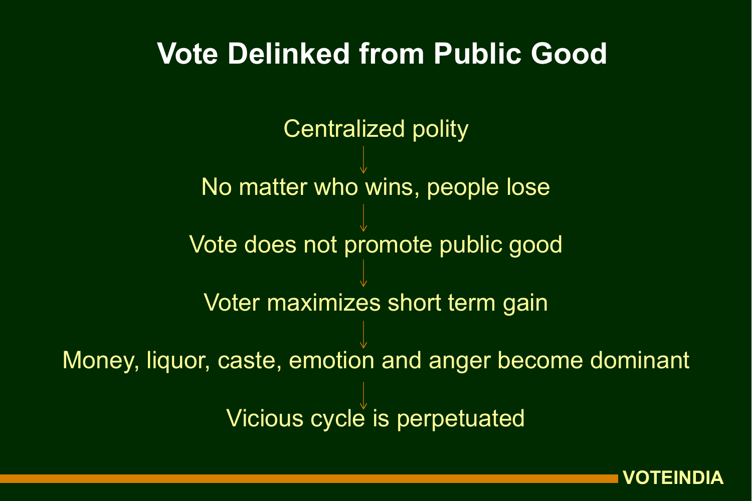# Vote Delinked from Public Good

Centralized polity

↓

No matter who wins, people lose

↓

Vote does not promote public good

↓

Voter maximizes short term gain

↓

Money, liquor, caste, emotion and anger become dominant

↓

Vicious cycle is perpetuated

VOTEINDIA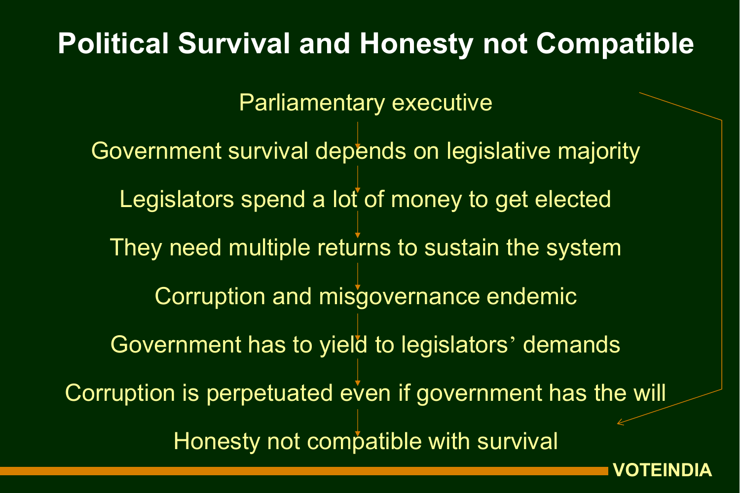# Political Survival and Honesty not Compatible

Parliamentary executive

Government survival depends on legislative majority

Legislators spend a lot of money to get elected

They need multiple returns to sustain the system

Corruption and misgovernance endemic

Government has to yield to legislators' demands

Corruption is perpetuated even if government has the will

Honesty not compatible with survival

VOTEINDIA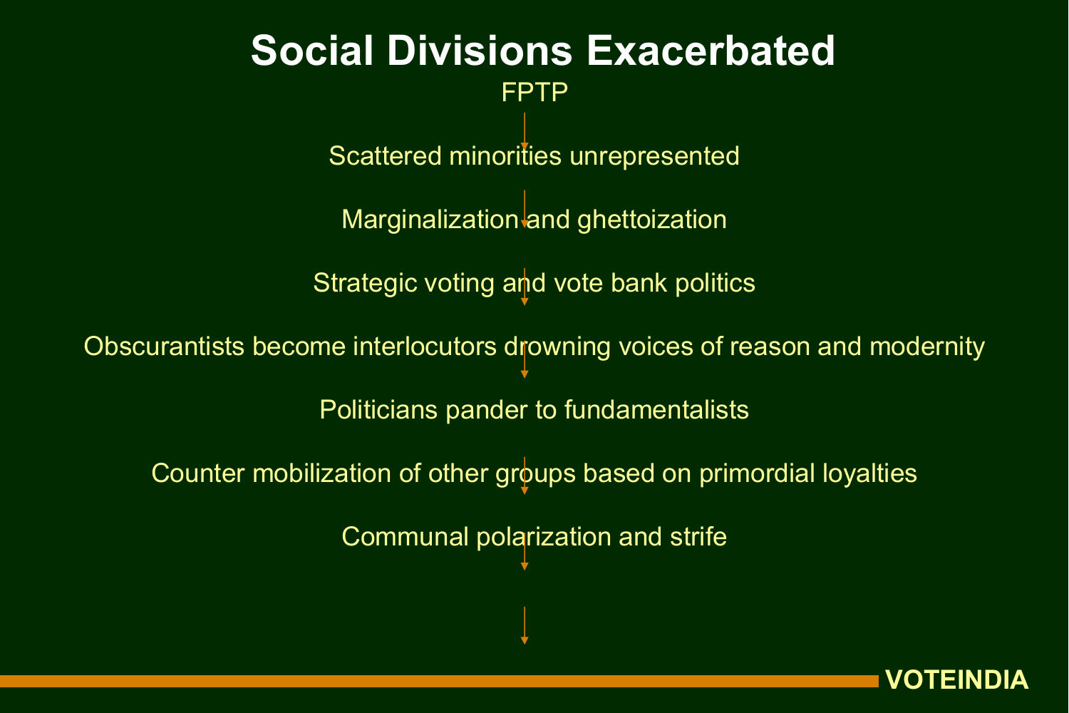# Social Divisions Exacerbated

FPTP

↓

Scattered minorities unrepresented

↓

Marginalization and ghettoization

↓

Strategic voting and vote bank politics

↓

Obscurantists become interlocutors drowning voices of reason and modernity

↓

Politicians pander to fundamentalists

↓

Counter mobilization of other groups based on primordial loyalties

↓

Communal polarization and strife

VOTEINDIA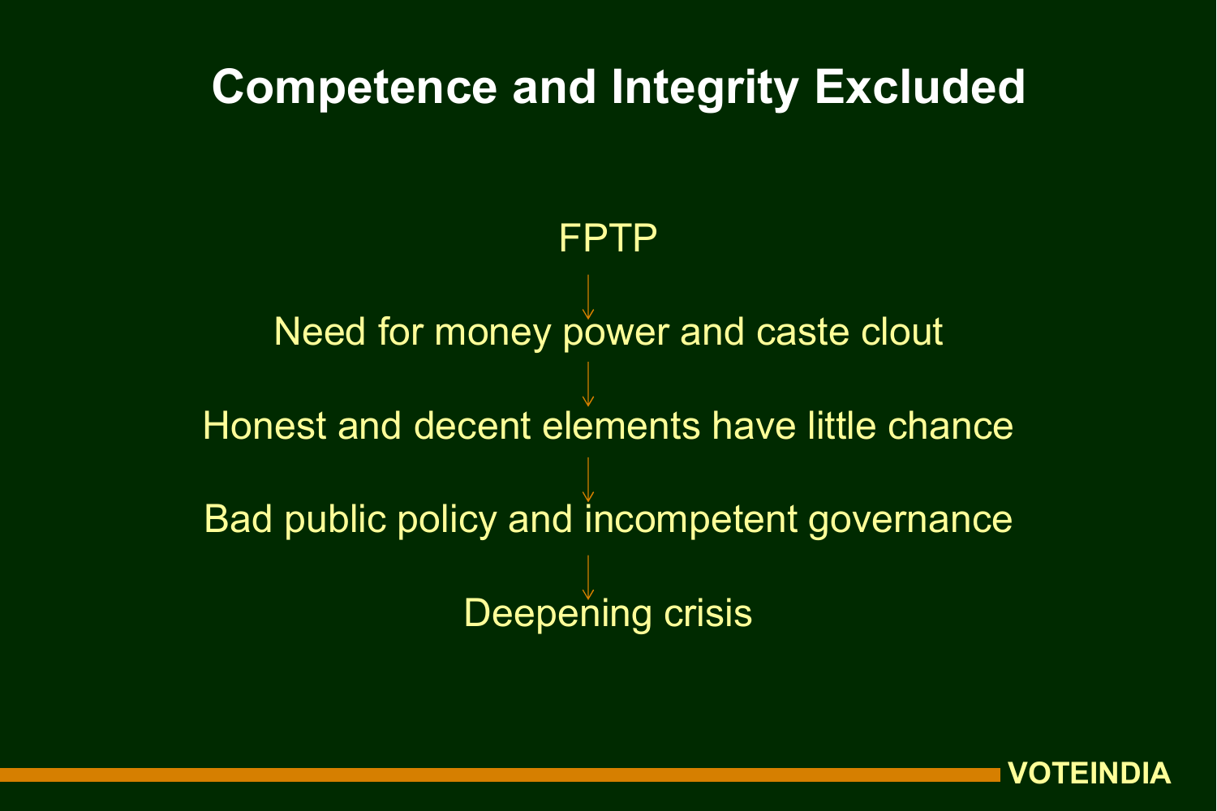# Competence and Integrity Excluded

FPTP

↓

Need for money power and caste clout

↓

Honest and decent elements have little chance

↓

Bad public policy and incompetent governance

↓

Deepening crisis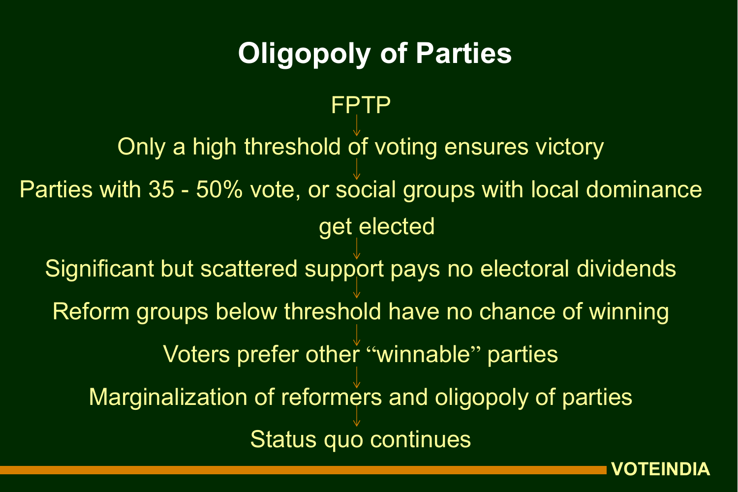# Oligopoly of Parties

FPTP

↓

Only a high threshold of voting ensures victory

↓

Parties with 35 - 50% vote, or social groups with local dominance get elected

↓

Significant but scattered support pays no electoral dividends

↓

Reform groups below threshold have no chance of winning

↓

Voters prefer other "winnable" parties

↓

Marginalization of reformers and oligopoly of parties

↓

Status quo continues

VOTEINDIA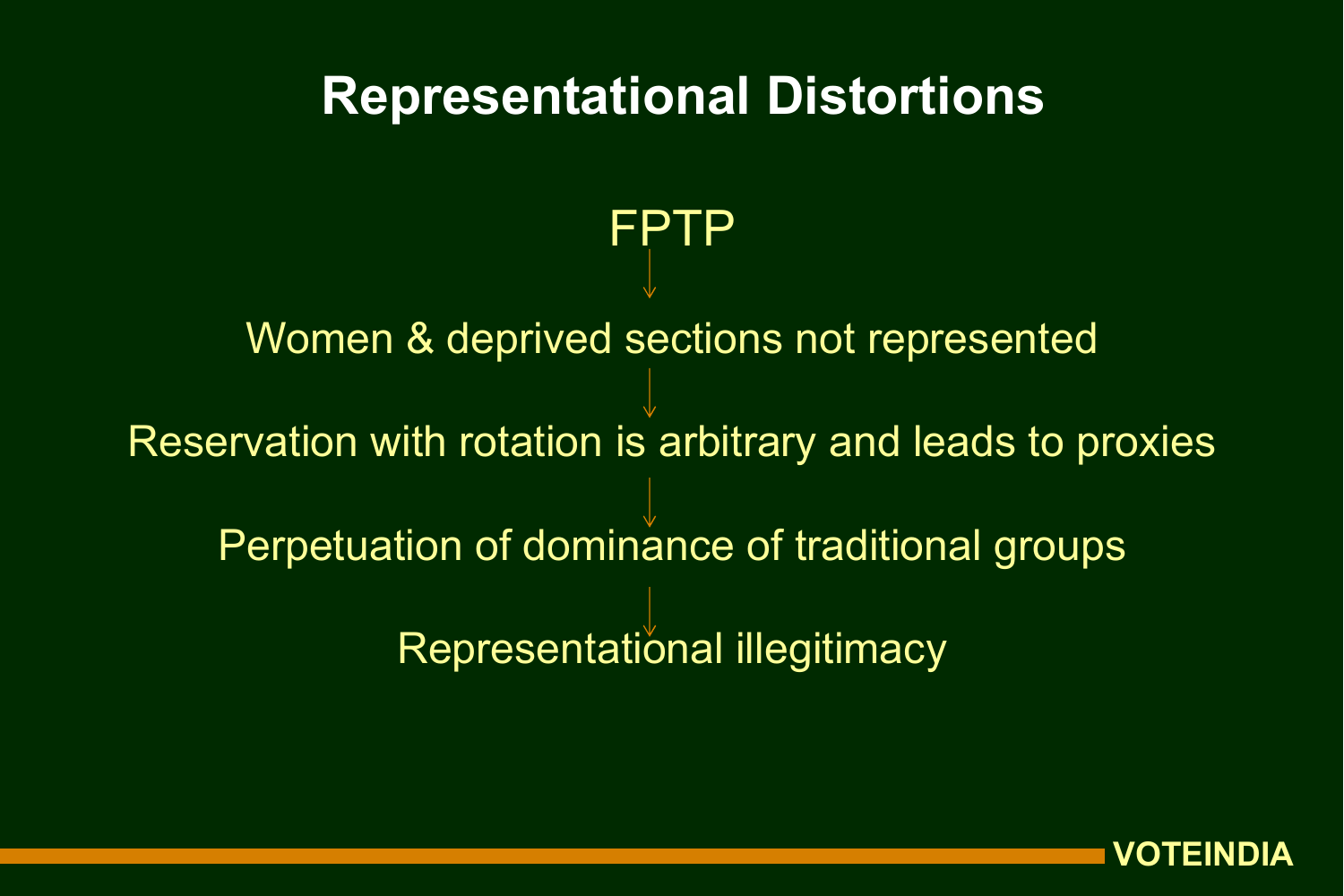# Representational Distortions

FPTP

↓

Women & deprived sections not represented

↓

Reservation with rotation is arbitrary and leads to proxies

↓

Perpetuation of dominance of traditional groups

↓

Representational illegitimacy

VOTEINDIA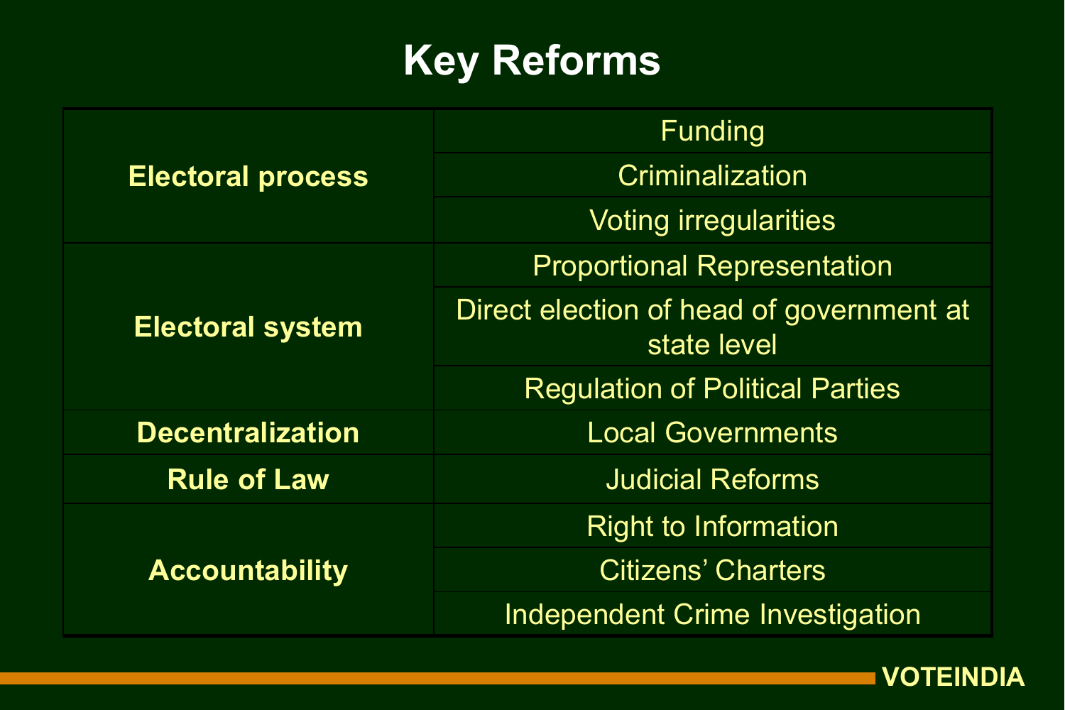# Key Reforms

| | |
|---|---|
| **Electoral process** | Funding |
| | Criminalization |
| | Voting irregularities |
| **Electoral system** | Proportional Representation |
| | Direct election of head of government at state level |
| | Regulation of Political Parties |
| **Decentralization** | Local Governments |
| **Rule of Law** | Judicial Reforms |
| **Accountability** | Right to Information |
| | Citizens' Charters |
| | Independent Crime Investigation |

VOTEINDIA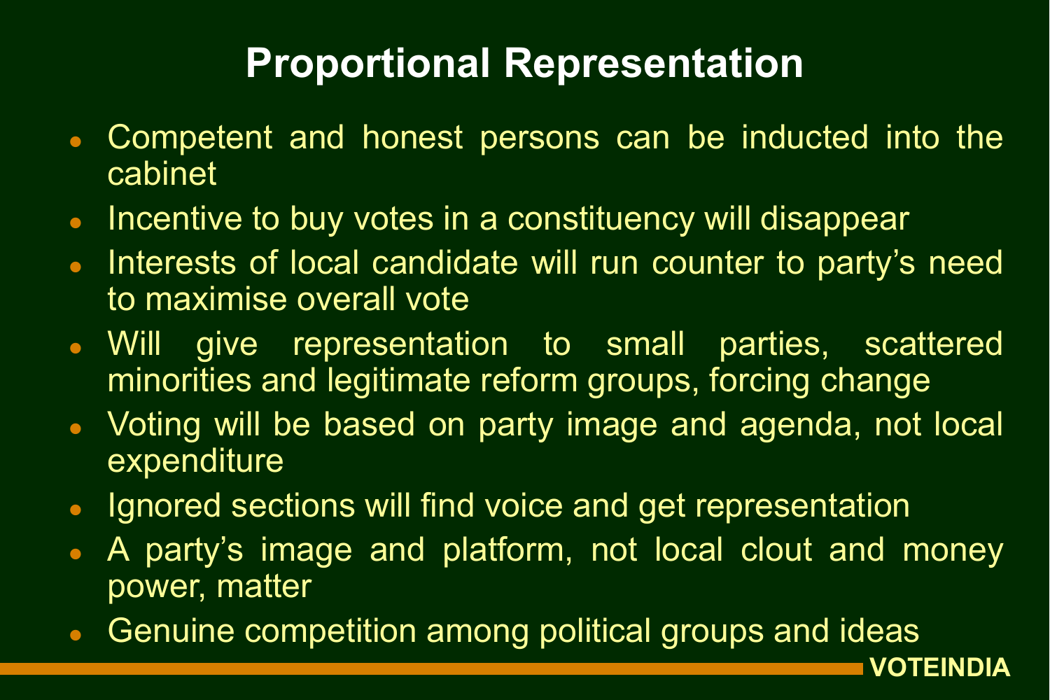# Proportional Representation

- Competent and honest persons can be inducted into the cabinet
- Incentive to buy votes in a constituency will disappear
- Interests of local candidate will run counter to party's need to maximise overall vote
- Will give representation to small parties, scattered minorities and legitimate reform groups, forcing change
- Voting will be based on party image and agenda, not local expenditure
- Ignored sections will find voice and get representation
- A party's image and platform, not local clout and money power, matter
- Genuine competition among political groups and ideas

VOTEINDIA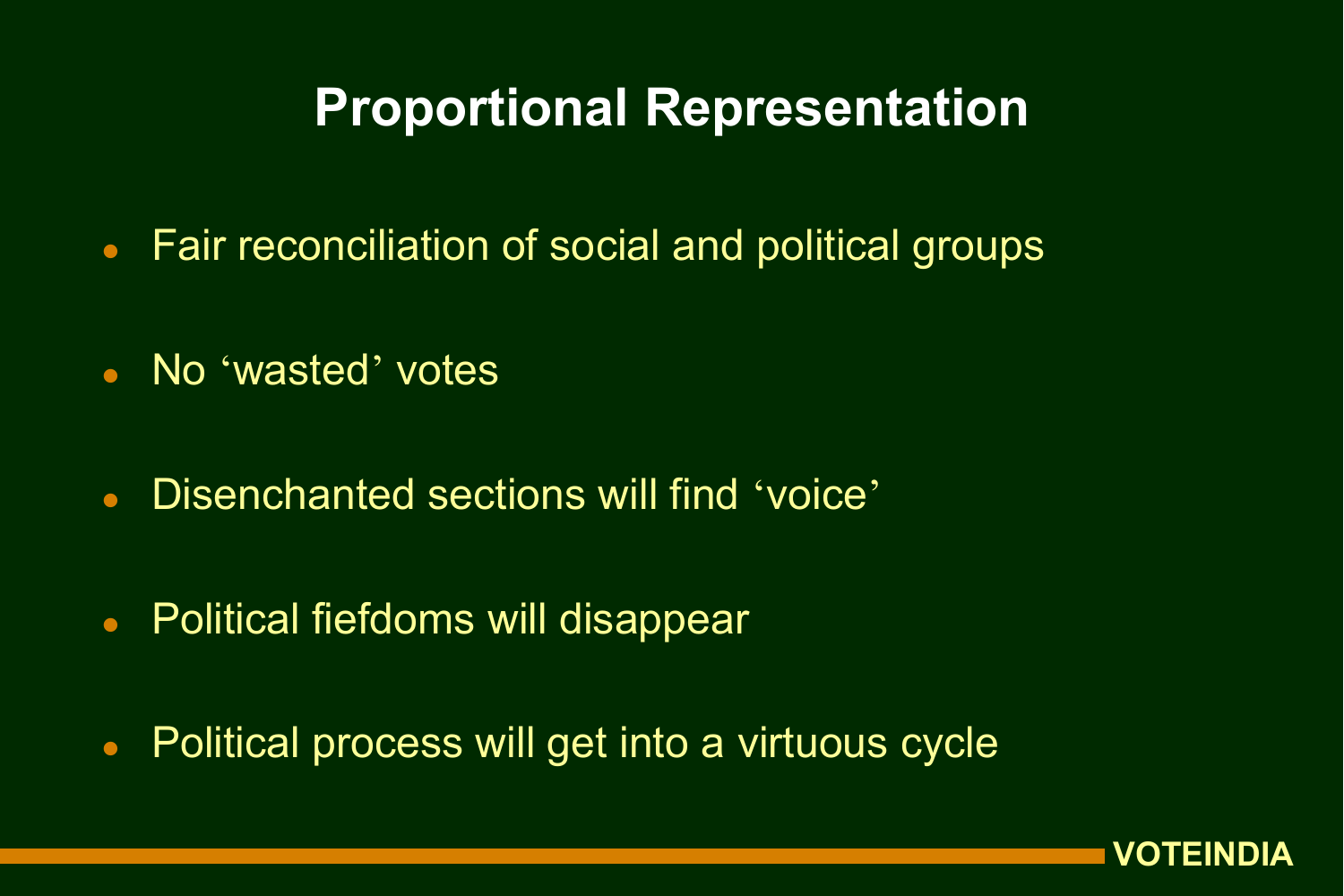# Proportional Representation

- Fair reconciliation of social and political groups
- No 'wasted' votes
- Disenchanted sections will find 'voice'
- Political fiefdoms will disappear
- Political process will get into a virtuous cycle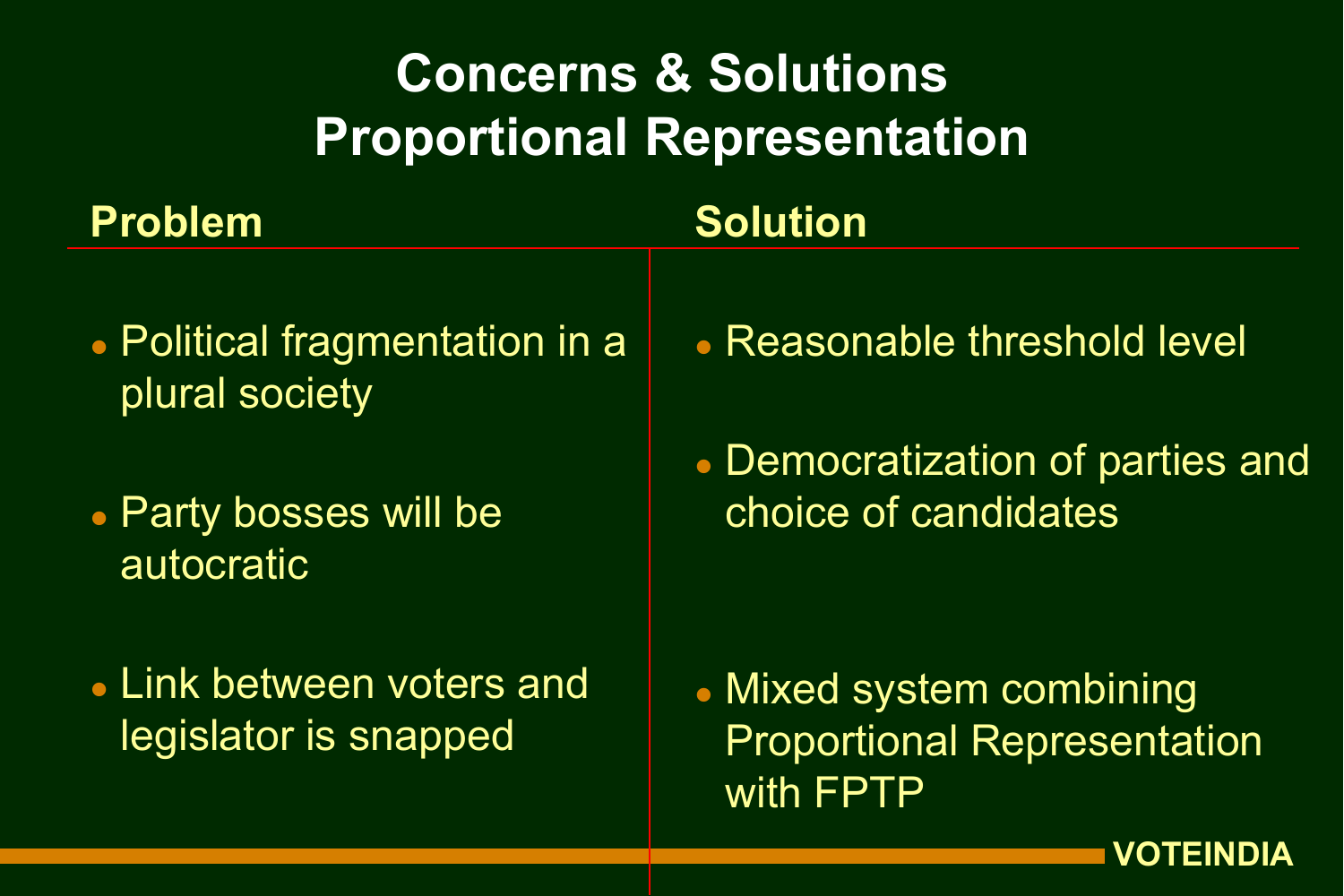# Concerns & Solutions
# Proportional Representation

| Problem | Solution |
| --- | --- |
| Political fragmentation in a plural society | Reasonable threshold level |
| Party bosses will be autocratic | Democratization of parties and choice of candidates |
| Link between voters and legislator is snapped | Mixed system combining Proportional Representation with FPTP |

VOTEINDIA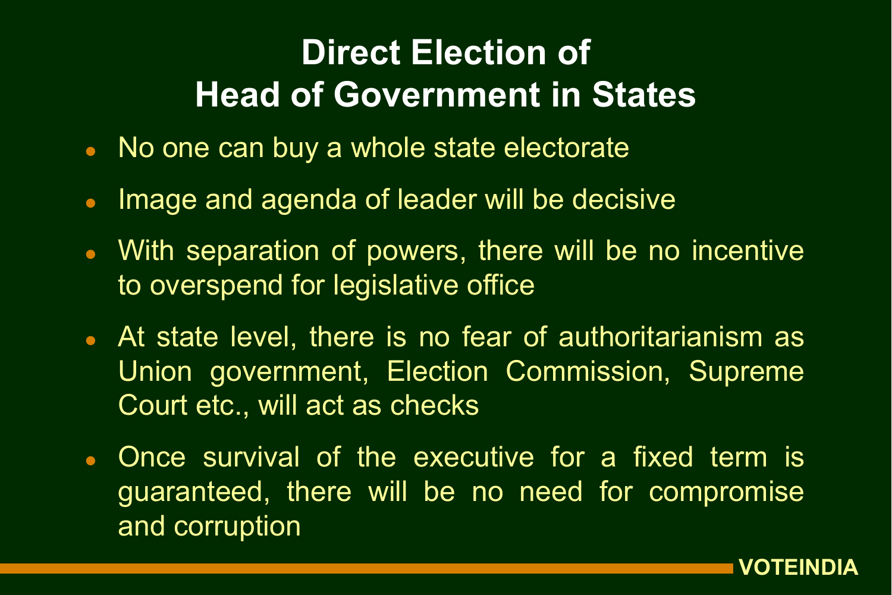# Direct Election of Head of Government in States

- No one can buy a whole state electorate
- Image and agenda of leader will be decisive
- With separation of powers, there will be no incentive to overspend for legislative office
- At state level, there is no fear of authoritarianism as Union government, Election Commission, Supreme Court etc., will act as checks
- Once survival of the executive for a fixed term is guaranteed, there will be no need for compromise and corruption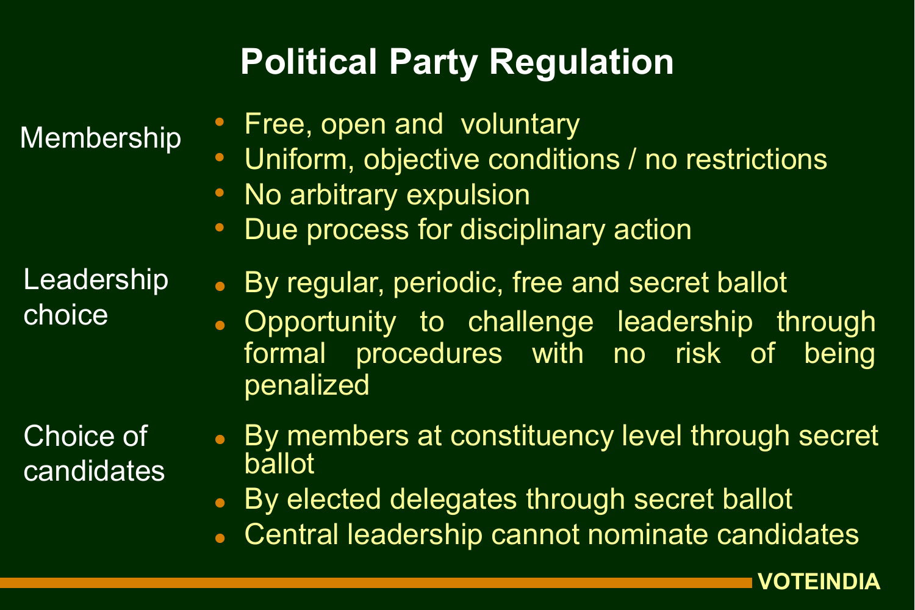# Political Party Regulation

**Membership**

- Free, open and voluntary
- Uniform, objective conditions / no restrictions
- No arbitrary expulsion
- Due process for disciplinary action

**Leadership choice**

- By regular, periodic, free and secret ballot
- Opportunity to challenge leadership through formal procedures with no risk of being penalized

**Choice of candidates**

- By members at constituency level through secret ballot
- By elected delegates through secret ballot
- Central leadership cannot nominate candidates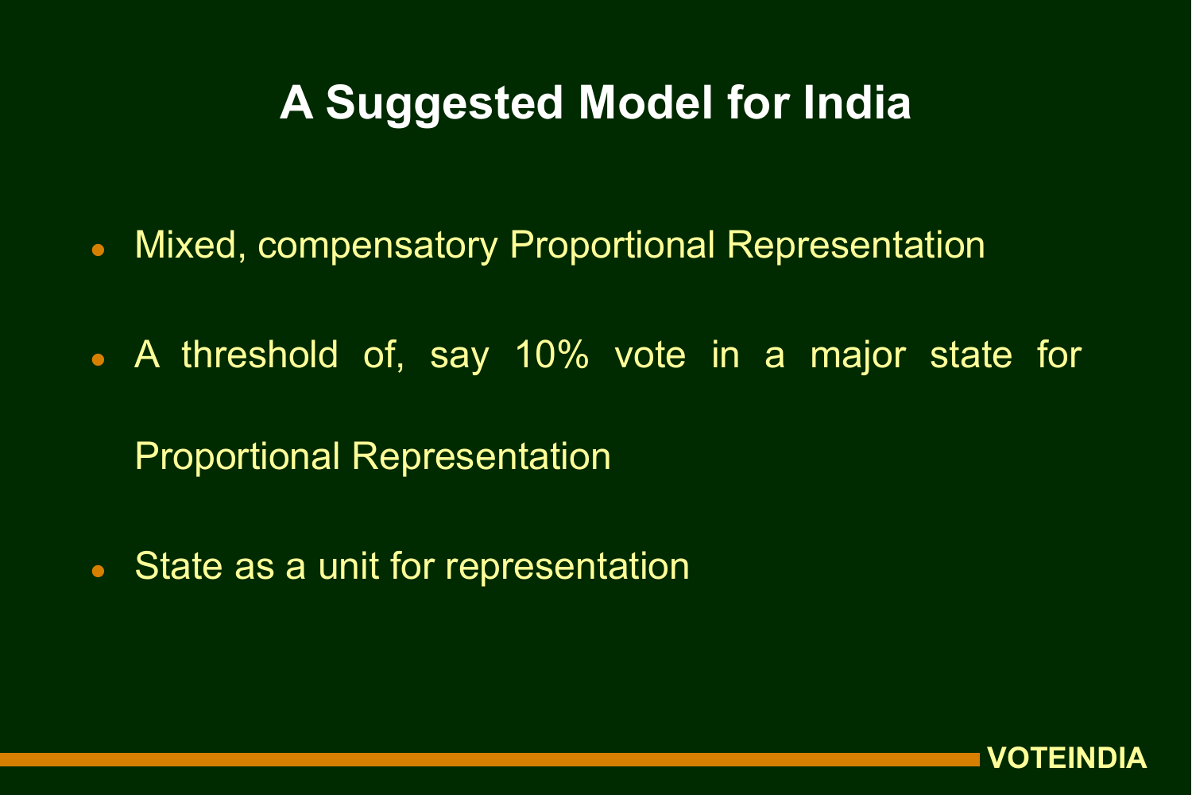# A Suggested Model for India

- Mixed, compensatory Proportional Representation
- A threshold of, say 10% vote in a major state for Proportional Representation
- State as a unit for representation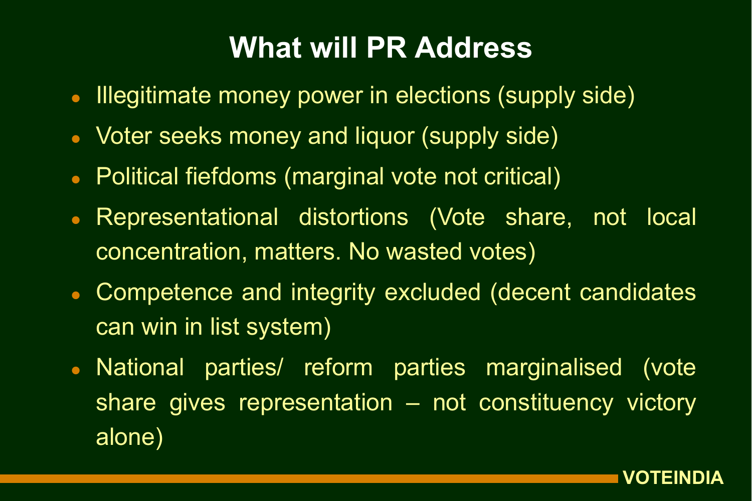# What will PR Address

- Illegitimate money power in elections (supply side)
- Voter seeks money and liquor (supply side)
- Political fiefdoms (marginal vote not critical)
- Representational distortions (Vote share, not local concentration, matters. No wasted votes)
- Competence and integrity excluded (decent candidates can win in list system)
- National parties/ reform parties marginalised (vote share gives representation – not constituency victory alone)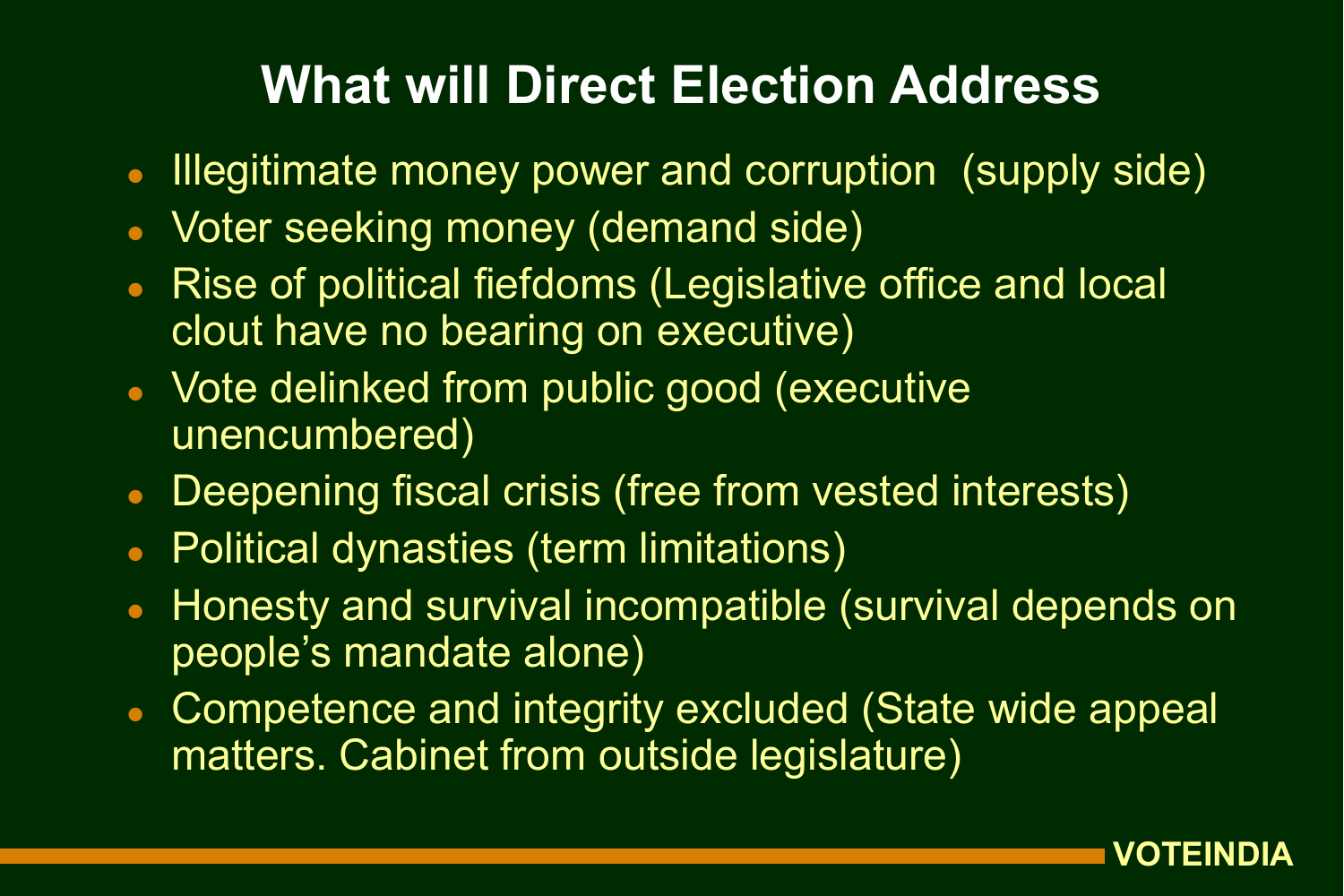# What will Direct Election Address

- Illegitimate money power and corruption (supply side)
- Voter seeking money (demand side)
- Rise of political fiefdoms (Legislative office and local clout have no bearing on executive)
- Vote delinked from public good (executive unencumbered)
- Deepening fiscal crisis (free from vested interests)
- Political dynasties (term limitations)
- Honesty and survival incompatible (survival depends on people's mandate alone)
- Competence and integrity excluded (State wide appeal matters. Cabinet from outside legislature)

VOTEINDIA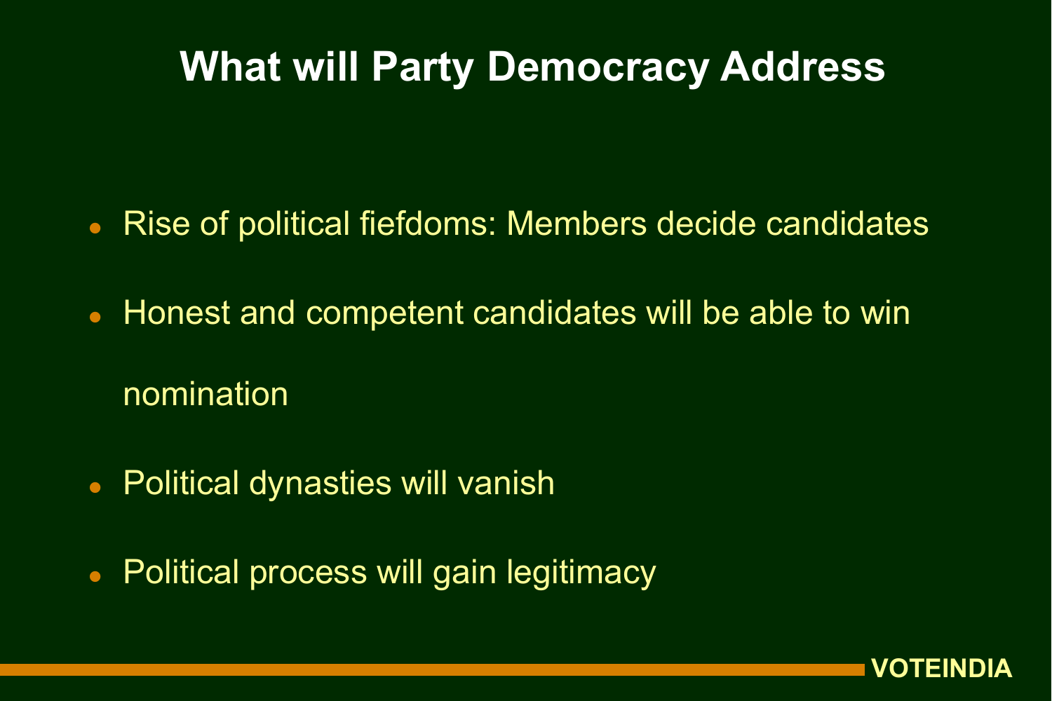# What will Party Democracy Address

- Rise of political fiefdoms: Members decide candidates
- Honest and competent candidates will be able to win nomination
- Political dynasties will vanish
- Political process will gain legitimacy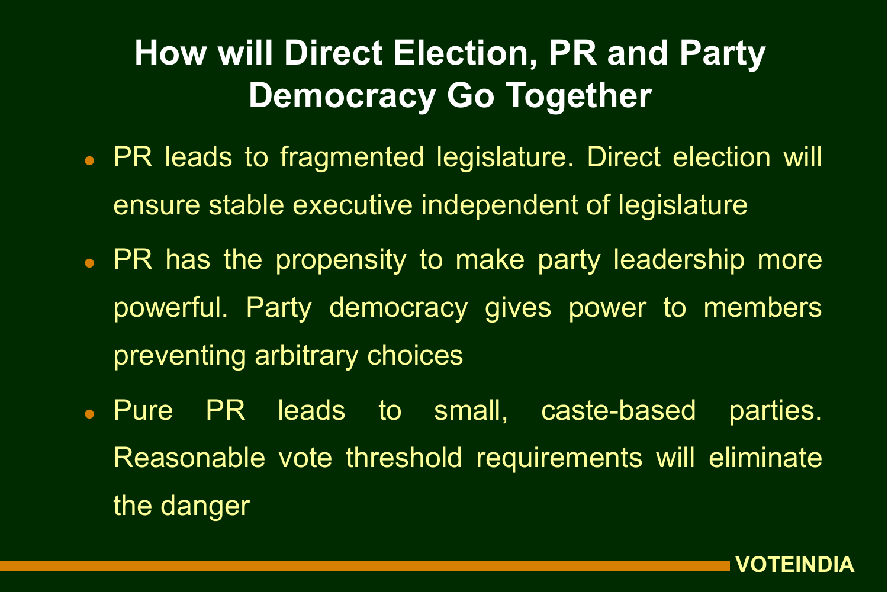# How will Direct Election, PR and Party Democracy Go Together

- PR leads to fragmented legislature. Direct election will ensure stable executive independent of legislature
- PR has the propensity to make party leadership more powerful. Party democracy gives power to members preventing arbitrary choices
- Pure PR leads to small, caste-based parties. Reasonable vote threshold requirements will eliminate the danger

VOTEINDIA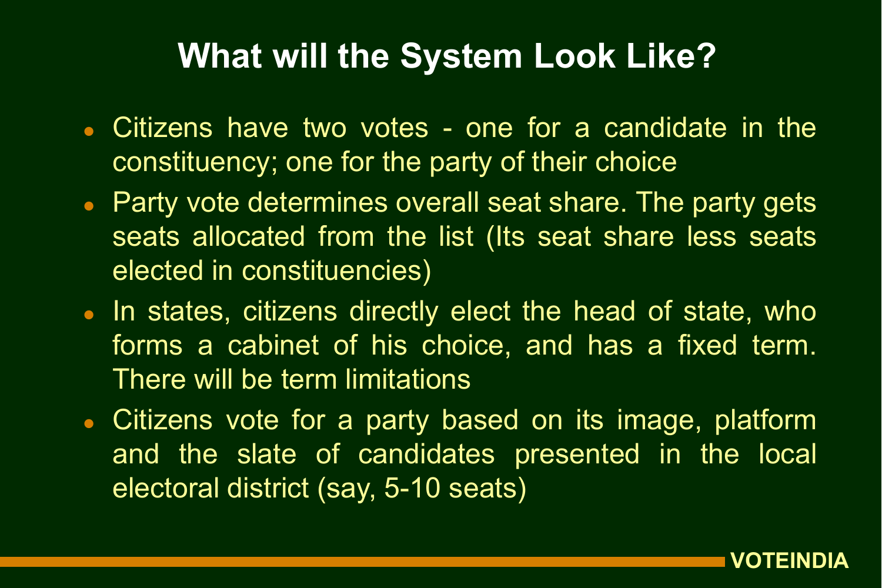# What will the System Look Like?

- Citizens have two votes - one for a candidate in the constituency; one for the party of their choice
- Party vote determines overall seat share. The party gets seats allocated from the list (Its seat share less seats elected in constituencies)
- In states, citizens directly elect the head of state, who forms a cabinet of his choice, and has a fixed term. There will be term limitations
- Citizens vote for a party based on its image, platform and the slate of candidates presented in the local electoral district (say, 5-10 seats)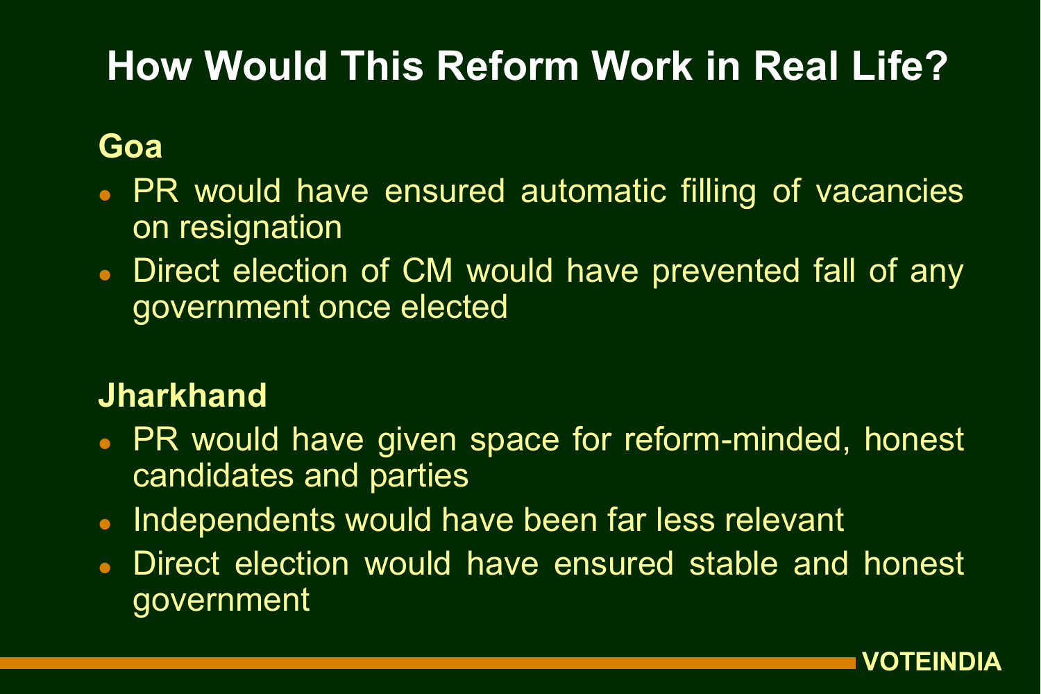# How Would This Reform Work in Real Life?

**Goa**

- PR would have ensured automatic filling of vacancies on resignation
- Direct election of CM would have prevented fall of any government once elected

**Jharkhand**

- PR would have given space for reform-minded, honest candidates and parties
- Independents would have been far less relevant
- Direct election would have ensured stable and honest government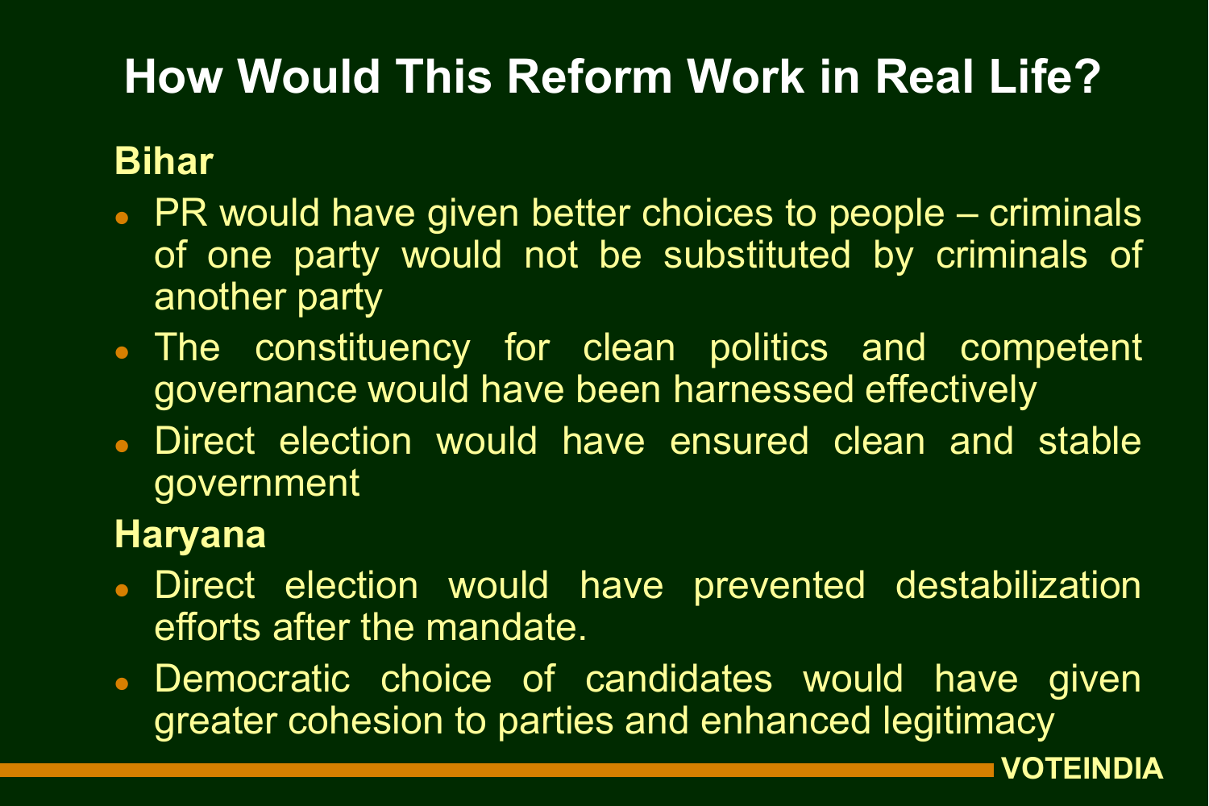# How Would This Reform Work in Real Life?

**Bihar**

- PR would have given better choices to people – criminals of one party would not be substituted by criminals of another party
- The constituency for clean politics and competent governance would have been harnessed effectively
- Direct election would have ensured clean and stable government

**Haryana**

- Direct election would have prevented destabilization efforts after the mandate.
- Democratic choice of candidates would have given greater cohesion to parties and enhanced legitimacy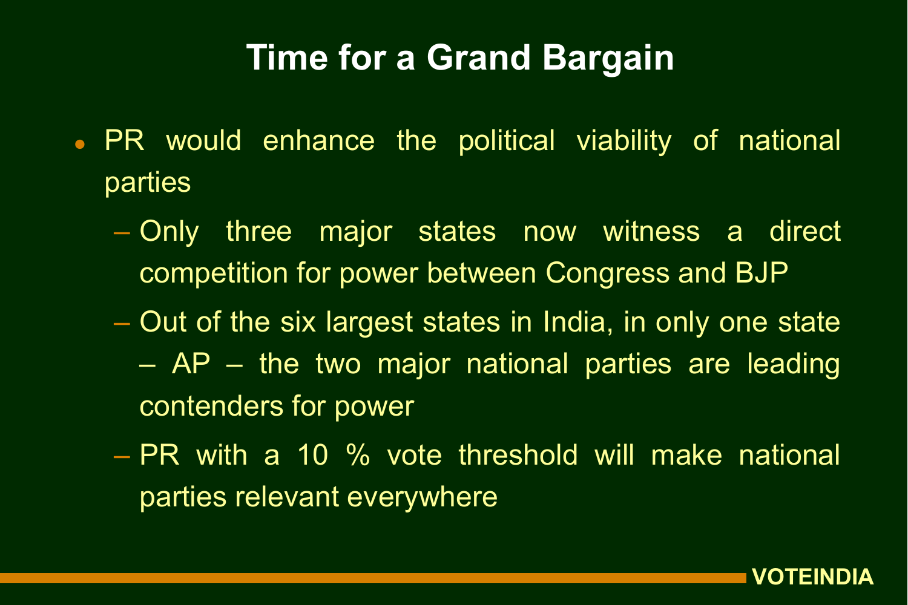# Time for a Grand Bargain

- PR would enhance the political viability of national parties
  - Only three major states now witness a direct competition for power between Congress and BJP
  - Out of the six largest states in India, in only one state – AP – the two major national parties are leading contenders for power
  - PR with a 10 % vote threshold will make national parties relevant everywhere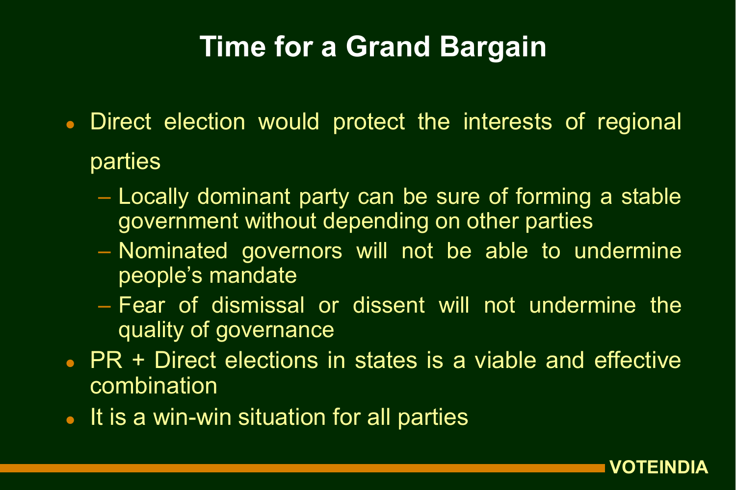# Time for a Grand Bargain

- Direct election would protect the interests of regional parties
  - Locally dominant party can be sure of forming a stable government without depending on other parties
  - Nominated governors will not be able to undermine people's mandate
  - Fear of dismissal or dissent will not undermine the quality of governance
- PR + Direct elections in states is a viable and effective combination
- It is a win-win situation for all parties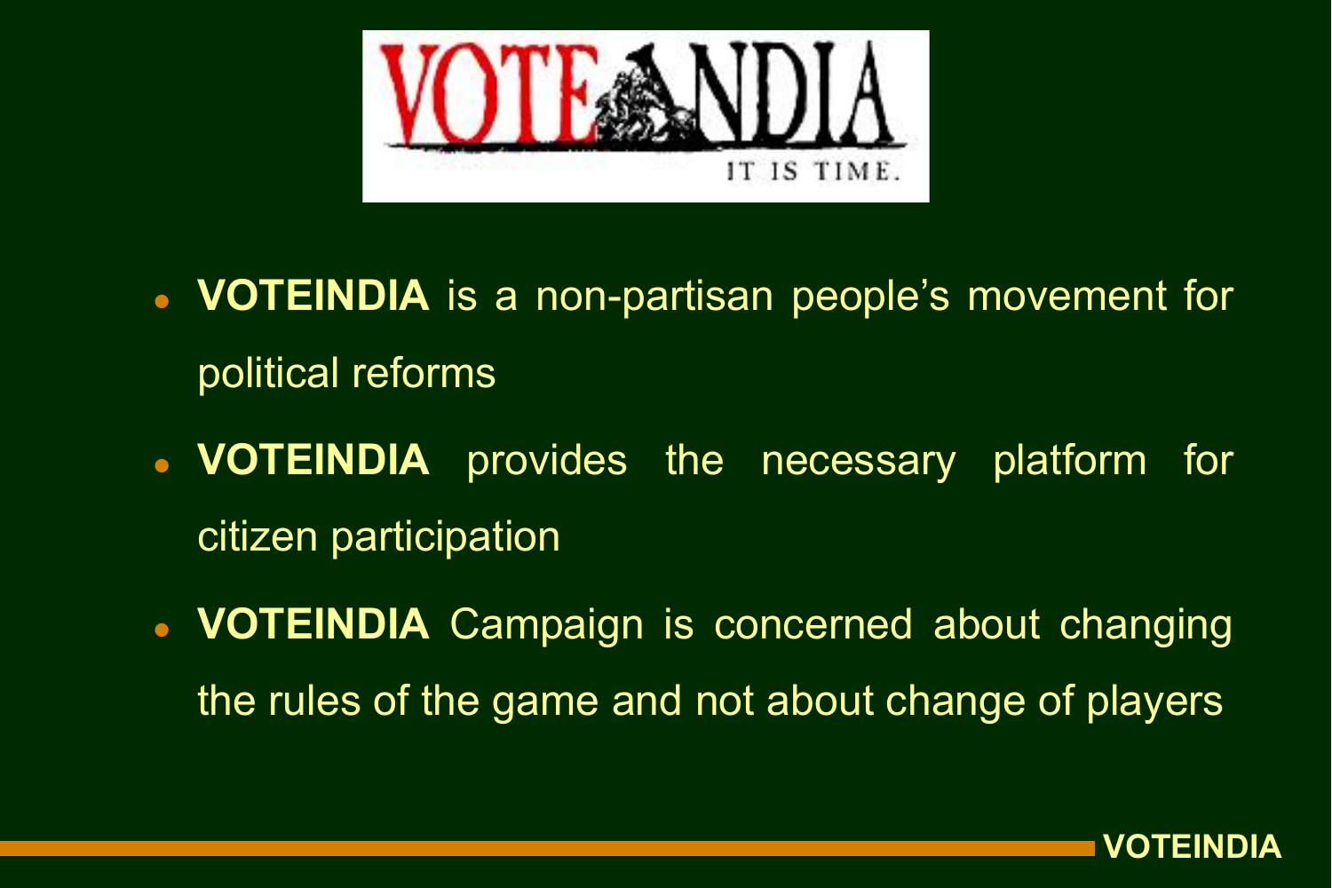- **VOTEINDIA** is a non-partisan people's movement for political reforms
- **VOTEINDIA** provides the necessary platform for citizen participation
- **VOTEINDIA** Campaign is concerned about changing the rules of the game and not about change of players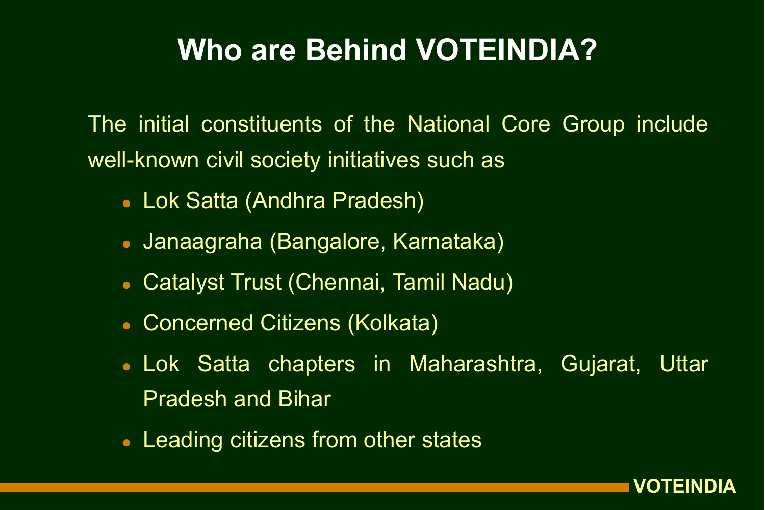# Who are Behind VOTEINDIA?

The initial constituents of the National Core Group include well-known civil society initiatives such as

- Lok Satta (Andhra Pradesh)
- Janaagraha (Bangalore, Karnataka)
- Catalyst Trust (Chennai, Tamil Nadu)
- Concerned Citizens (Kolkata)
- Lok Satta chapters in Maharashtra, Gujarat, Uttar Pradesh and Bihar
- Leading citizens from other states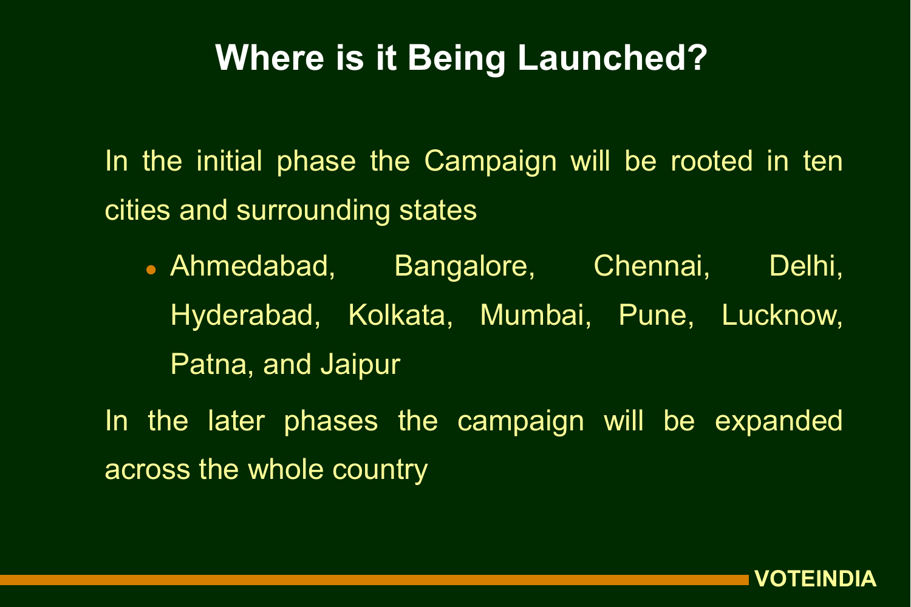# Where is it Being Launched?

In the initial phase the Campaign will be rooted in ten cities and surrounding states

- Ahmedabad, Bangalore, Chennai, Delhi, Hyderabad, Kolkata, Mumbai, Pune, Lucknow, Patna, and Jaipur

In the later phases the campaign will be expanded across the whole country

VOTEINDIA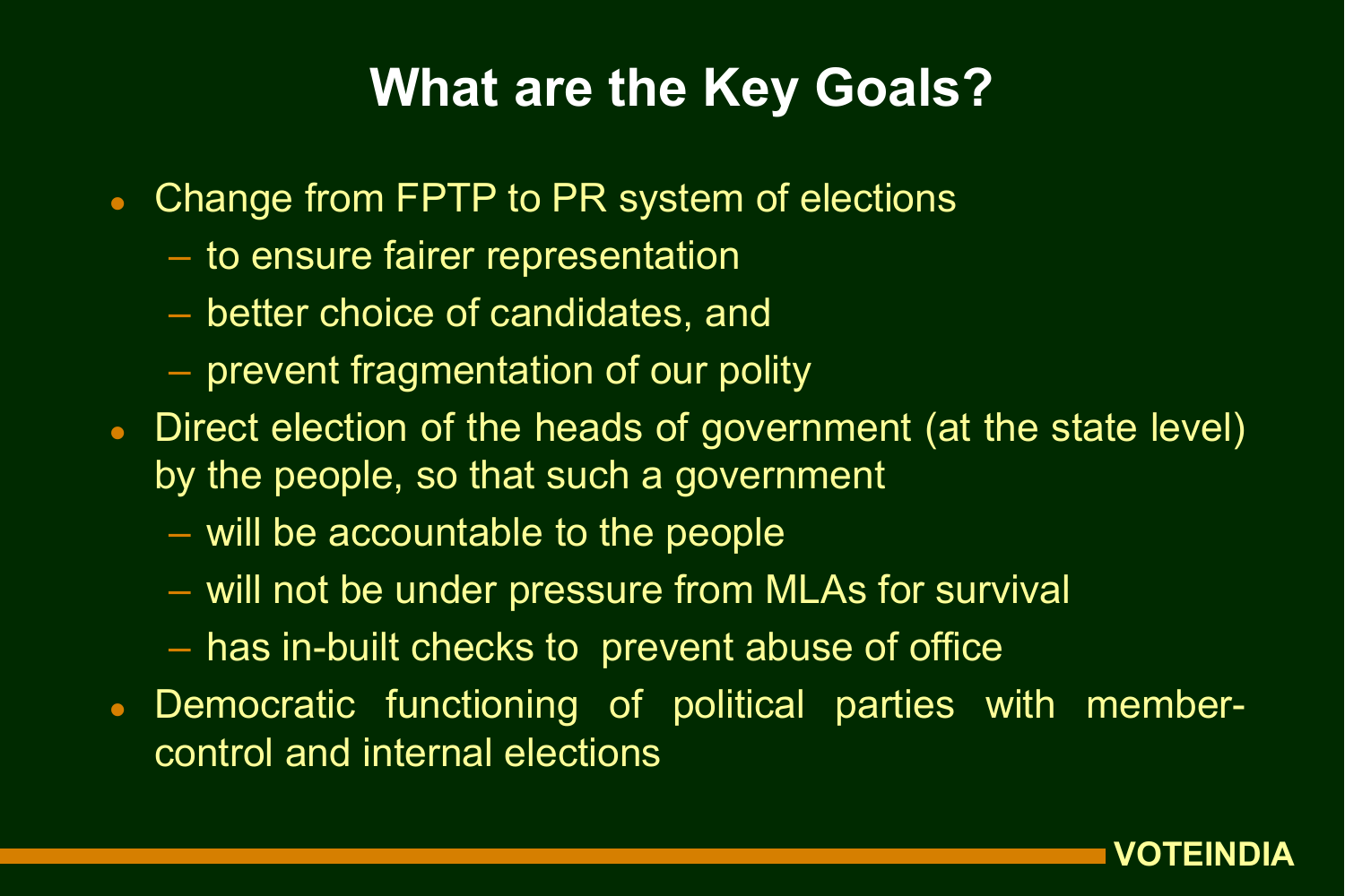# What are the Key Goals?

- Change from FPTP to PR system of elections
  - to ensure fairer representation
  - better choice of candidates, and
  - prevent fragmentation of our polity
- Direct election of the heads of government (at the state level) by the people, so that such a government
  - will be accountable to the people
  - will not be under pressure from MLAs for survival
  - has in-built checks to prevent abuse of office
- Democratic functioning of political parties with member-control and internal elections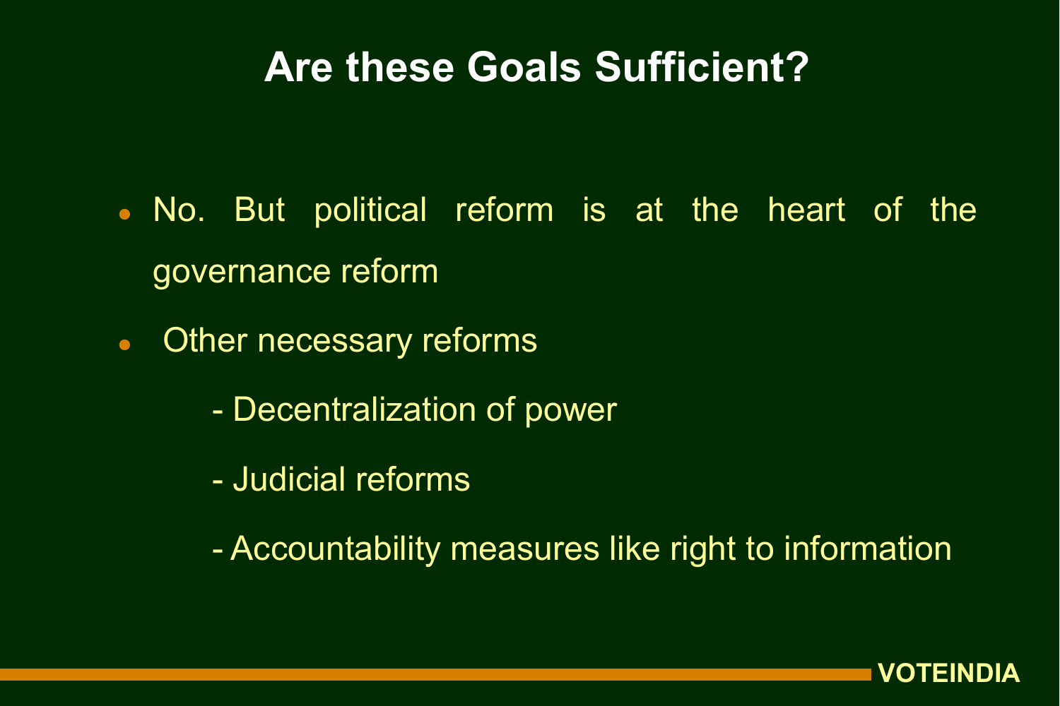# Are these Goals Sufficient?

- No. But political reform is at the heart of the governance reform
- Other necessary reforms
  - Decentralization of power
  - Judicial reforms
  - Accountability measures like right to information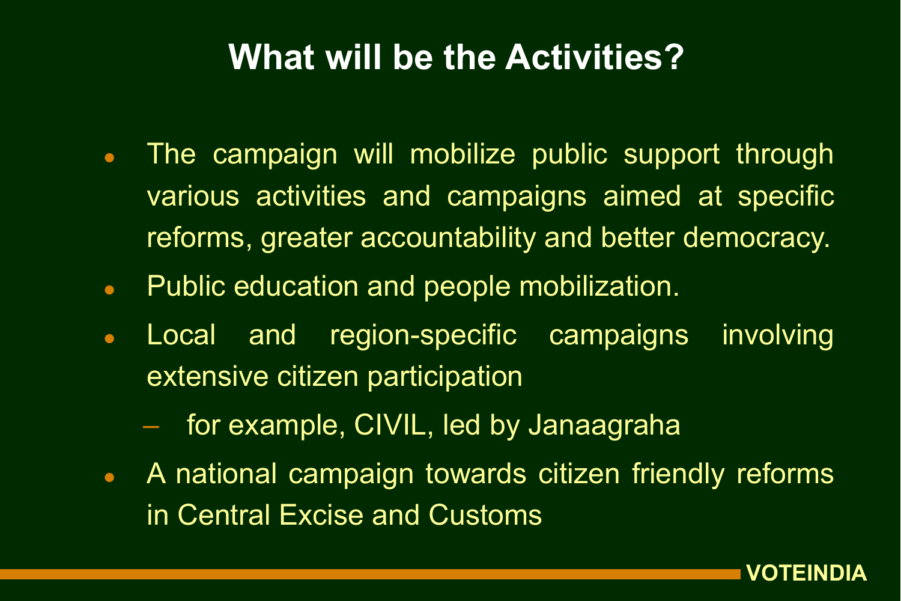# What will be the Activities?

- The campaign will mobilize public support through various activities and campaigns aimed at specific reforms, greater accountability and better democracy.
- Public education and people mobilization.
- Local and region-specific campaigns involving extensive citizen participation
  - for example, CIVIL, led by Janaagraha
- A national campaign towards citizen friendly reforms in Central Excise and Customs

VOTEINDIA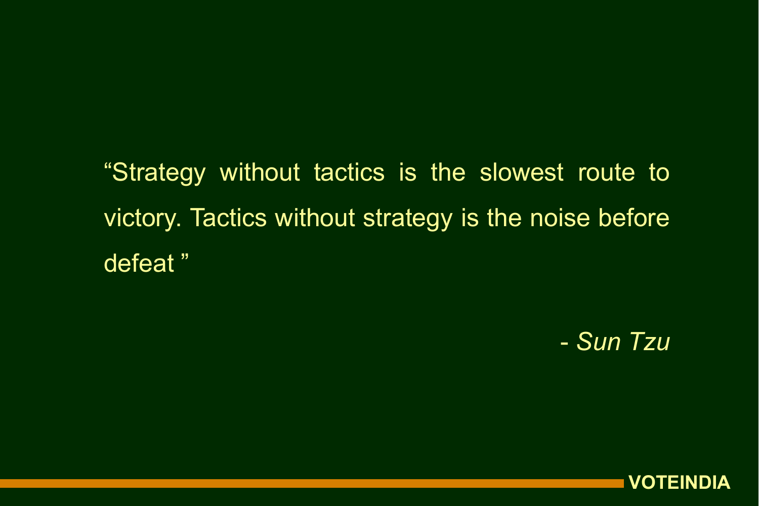"Strategy without tactics is the slowest route to victory. Tactics without strategy is the noise before defeat "

- *Sun Tzu*